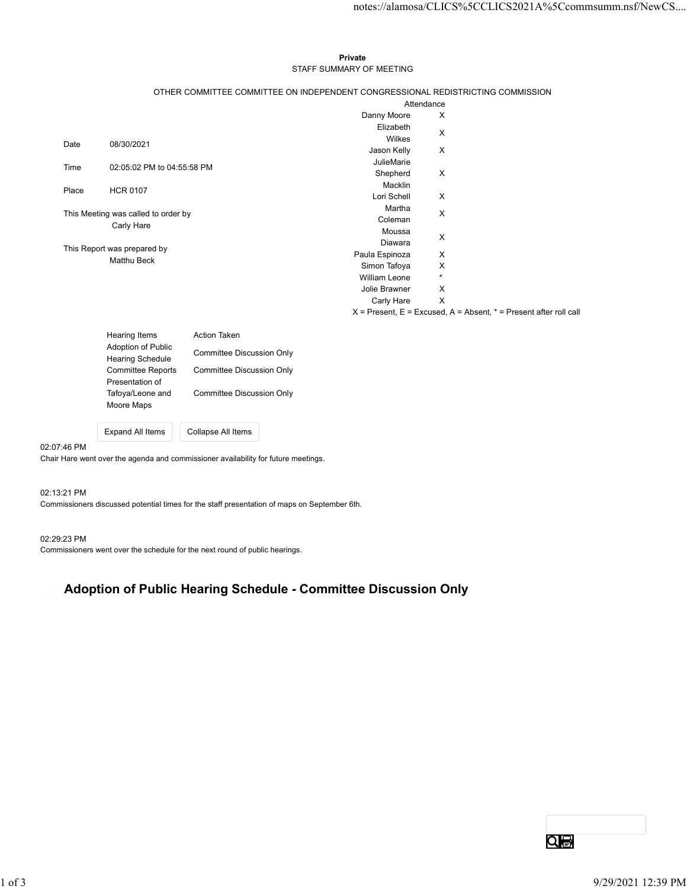**Private**

STAFF SUMMARY OF MEETING

OTHER COMMITTEE COMMITTEE ON INDEPENDENT CONGRESSIONAL REDISTRICTING COMMISSION

| | |
|---|---|
| Date | 08/30/2021 |
| Time | 02:05:02 PM to 04:55:58 PM |
| Place | HCR 0107 |

This Meeting was called to order by
Carly Hare

This Report was prepared by
Matthu Beck

| | Attendance |
|---|---|
| Danny Moore | X |
| Elizabeth Wilkes | X |
| Jason Kelly | X |
| JulieMarie Shepherd | X |
| Macklin Lori Schell | X |
| Martha Coleman | X |
| Moussa Diawara | X |
| Paula Espinoza | X |
| Simon Tafoya | X |
| William Leone | * |
| Jolie Brawner | X |
| Carly Hare | X |

X = Present, E = Excused, A = Absent, * = Present after roll call

| Hearing Items | Action Taken |
|---|---|
| Adoption of Public Hearing Schedule | Committee Discussion Only |
| Committee Reports | Committee Discussion Only |
| Presentation of Tafoya/Leone and Moore Maps | Committee Discussion Only |

Expand All Items    Collapse All Items

02:07:46 PM
Chair Hare went over the agenda and commissioner availability for future meetings.

02:13:21 PM
Commissioners discussed potential times for the staff presentation of maps on September 6th.

02:29:23 PM
Commissioners went over the schedule for the next round of public hearings.

## Adoption of Public Hearing Schedule - Committee Discussion Only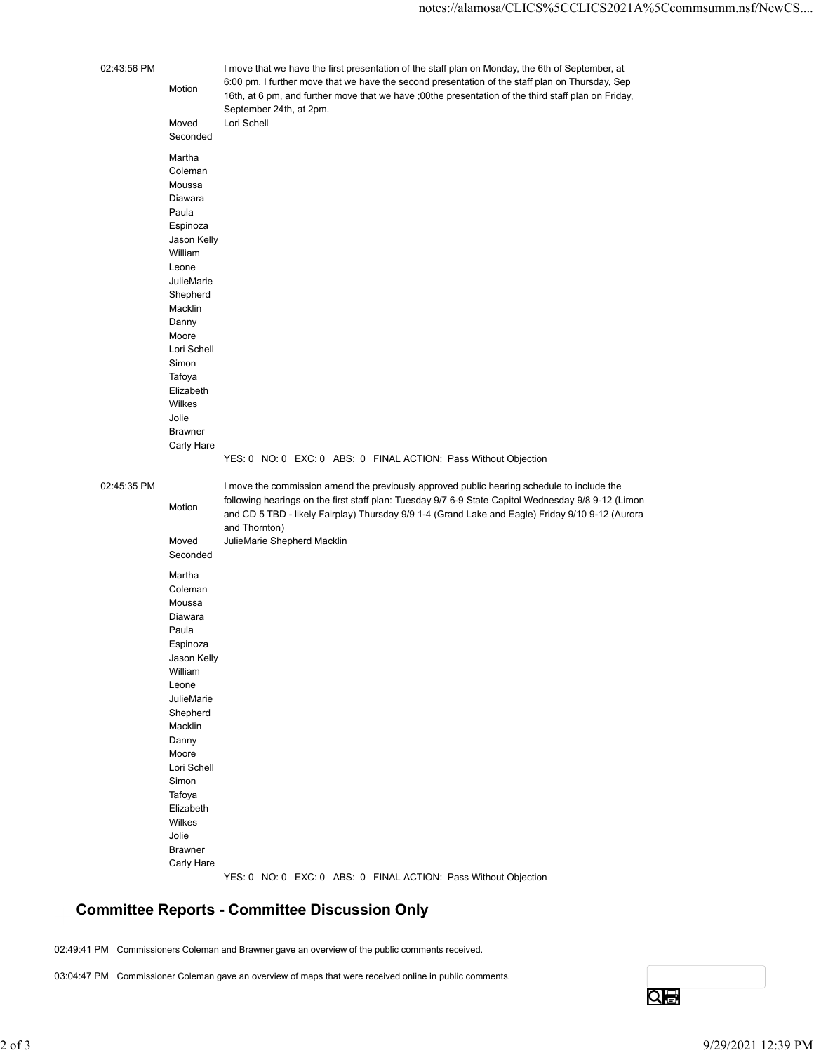| | | |
|---|---|---|
| 02:43:56 PM | Motion | I move that we have the first presentation of the staff plan on Monday, the 6th of September, at 6:00 pm. I further move that we have the second presentation of the staff plan on Thursday, Sep 16th, at 6 pm, and further move that we have ;00the presentation of the third staff plan on Friday, September 24th, at 2pm. |
| | Moved | Lori Schell |
| | Seconded | |
| | Martha Coleman | |
| | Moussa Diawara | |
| | Paula Espinoza | |
| | Jason Kelly | |
| | William Leone | |
| | JulieMarie Shepherd Macklin | |
| | Danny Moore | |
| | Lori Schell | |
| | Simon Tafoya | |
| | Elizabeth Wilkes | |
| | Jolie Brawner | |
| | Carly Hare | |
| | | YES: 0 NO: 0 EXC: 0 ABS: 0 FINAL ACTION: Pass Without Objection |
| 02:45:35 PM | Motion | I move the commission amend the previously approved public hearing schedule to include the following hearings on the first staff plan: Tuesday 9/7 6-9 State Capitol Wednesday 9/8 9-12 (Limon and CD 5 TBD - likely Fairplay) Thursday 9/9 1-4 (Grand Lake and Eagle) Friday 9/10 9-12 (Aurora and Thornton) |
| | Moved | JulieMarie Shepherd Macklin |
| | Seconded | |
| | Martha Coleman | |
| | Moussa Diawara | |
| | Paula Espinoza | |
| | Jason Kelly | |
| | William Leone | |
| | JulieMarie Shepherd Macklin | |
| | Danny Moore | |
| | Lori Schell | |
| | Simon Tafoya | |
| | Elizabeth Wilkes | |
| | Jolie Brawner | |
| | Carly Hare | |
| | | YES: 0 NO: 0 EXC: 0 ABS: 0 FINAL ACTION: Pass Without Objection |

## Committee Reports - Committee Discussion Only

02:49:41 PM Commissioners Coleman and Brawner gave an overview of the public comments received.

03:04:47 PM Commissioner Coleman gave an overview of maps that were received online in public comments.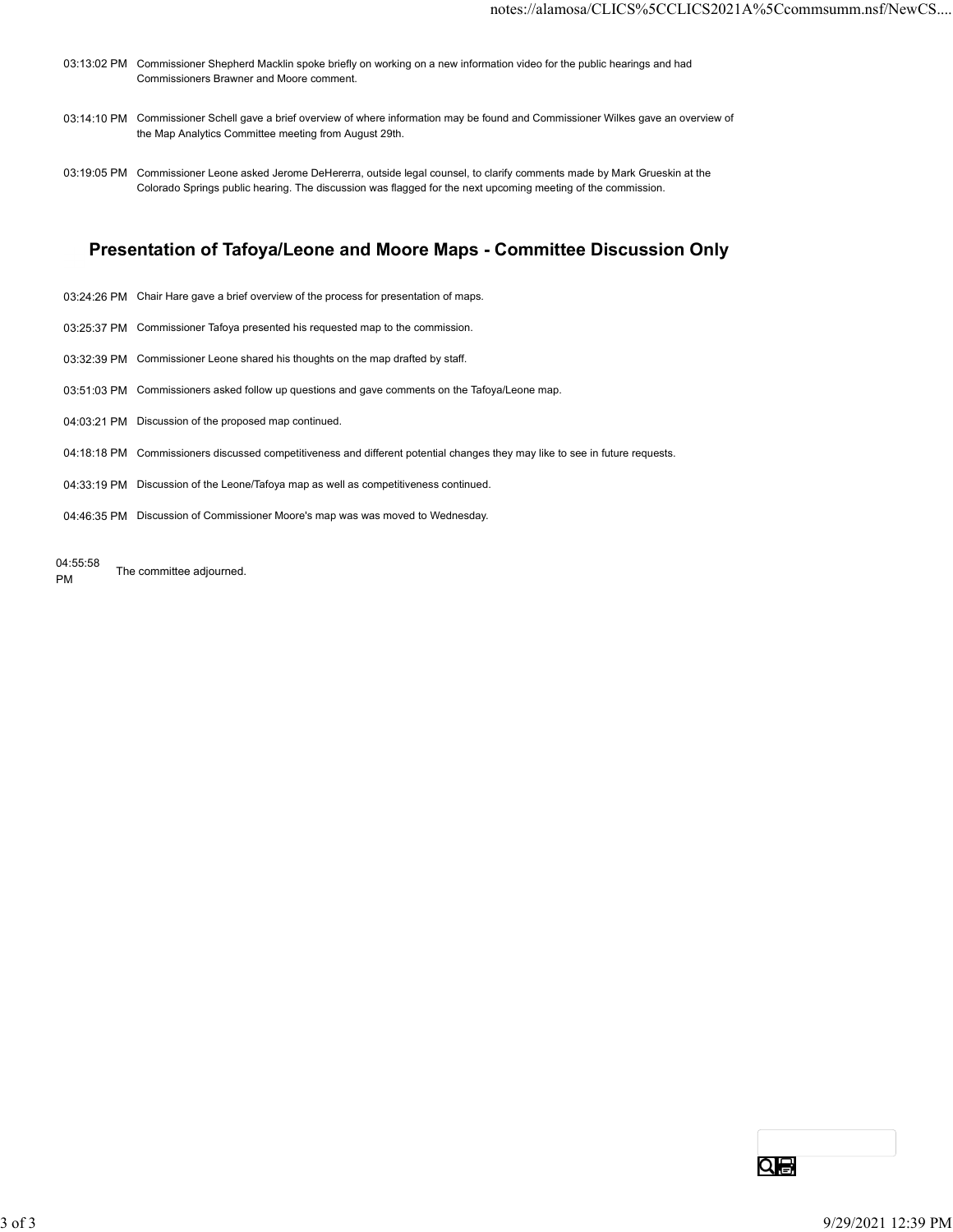03:13:02 PM Commissioner Shepherd Macklin spoke briefly on working on a new information video for the public hearings and had Commissioners Brawner and Moore comment.

03:14:10 PM Commissioner Schell gave a brief overview of where information may be found and Commissioner Wilkes gave an overview of the Map Analytics Committee meeting from August 29th.

03:19:05 PM Commissioner Leone asked Jerome DeHererra, outside legal counsel, to clarify comments made by Mark Grueskin at the Colorado Springs public hearing. The discussion was flagged for the next upcoming meeting of the commission.

## Presentation of Tafoya/Leone and Moore Maps - Committee Discussion Only

03:24:26 PM Chair Hare gave a brief overview of the process for presentation of maps.

03:25:37 PM Commissioner Tafoya presented his requested map to the commission.

03:32:39 PM Commissioner Leone shared his thoughts on the map drafted by staff.

03:51:03 PM Commissioners asked follow up questions and gave comments on the Tafoya/Leone map.

04:03:21 PM Discussion of the proposed map continued.

04:18:18 PM Commissioners discussed competitiveness and different potential changes they may like to see in future requests.

04:33:19 PM Discussion of the Leone/Tafoya map as well as competitiveness continued.

04:46:35 PM Discussion of Commissioner Moore's map was was moved to Wednesday.

04:55:58 PM The committee adjourned.